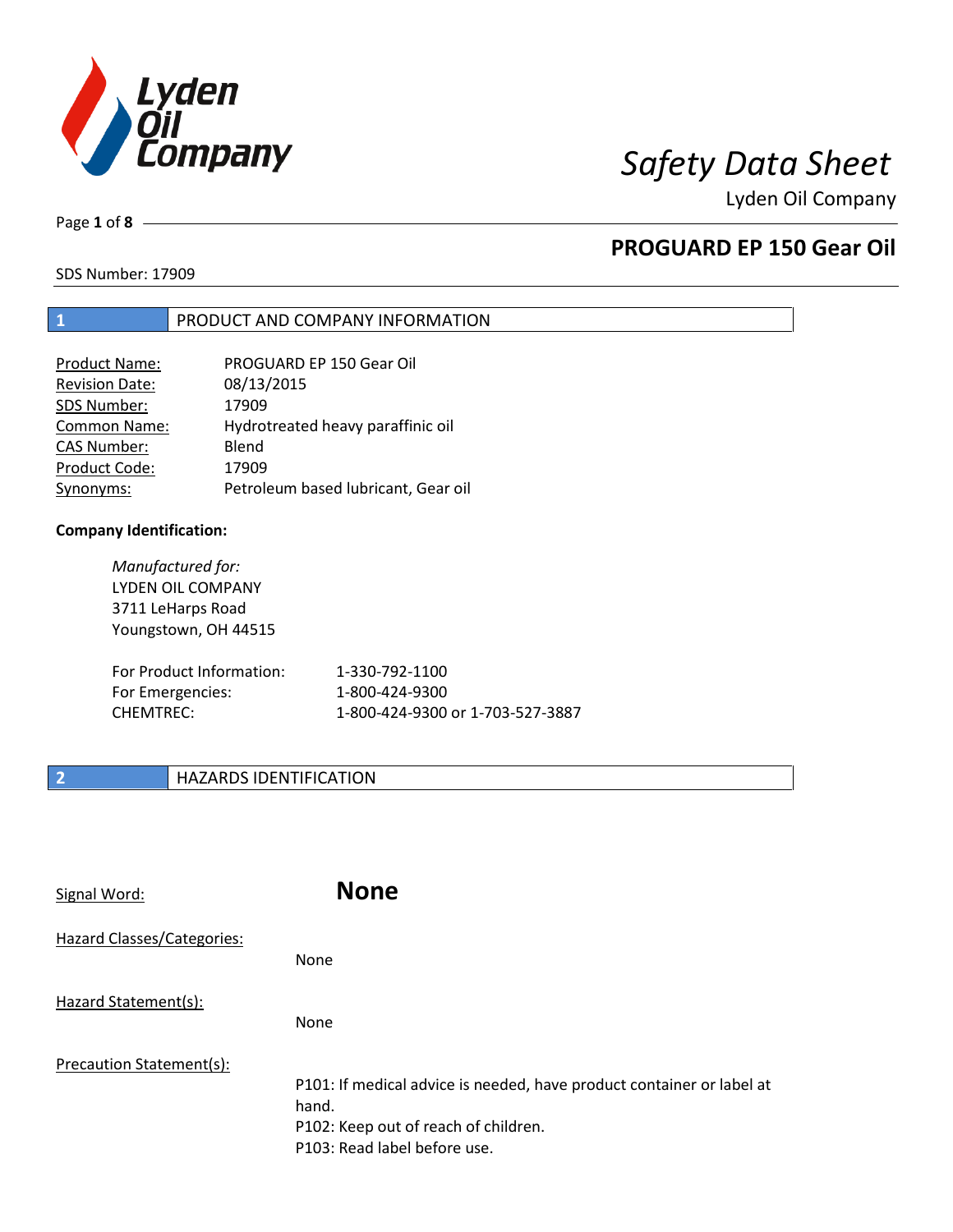# Safety Data Sheet

Lyden Oil Company

## PROGUARD EP 150 Gear Oil

SDS Number: 17909

## 1 PRODUCT AND COMPANY INFORMATION

| | |
|---|---|
| Product Name: | PROGUARD EP 150 Gear Oil |
| Revision Date: | 08/13/2015 |
| SDS Number: | 17909 |
| Common Name: | Hydrotreated heavy paraffinic oil |
| CAS Number: | Blend |
| Product Code: | 17909 |
| Synonyms: | Petroleum based lubricant, Gear oil |

**Company Identification:**

*Manufactured for:*
LYDEN OIL COMPANY
3711 LeHarps Road
Youngstown, OH 44515

| | |
|---|---|
| For Product Information: | 1-330-792-1100 |
| For Emergencies: | 1-800-424-9300 |
| CHEMTREC: | 1-800-424-9300 or 1-703-527-3887 |

## 2 HAZARDS IDENTIFICATION

Signal Word: **None**

Hazard Classes/Categories:

None

Hazard Statement(s):

None

Precaution Statement(s):

P101: If medical advice is needed, have product container or label at hand.
P102: Keep out of reach of children.
P103: Read label before use.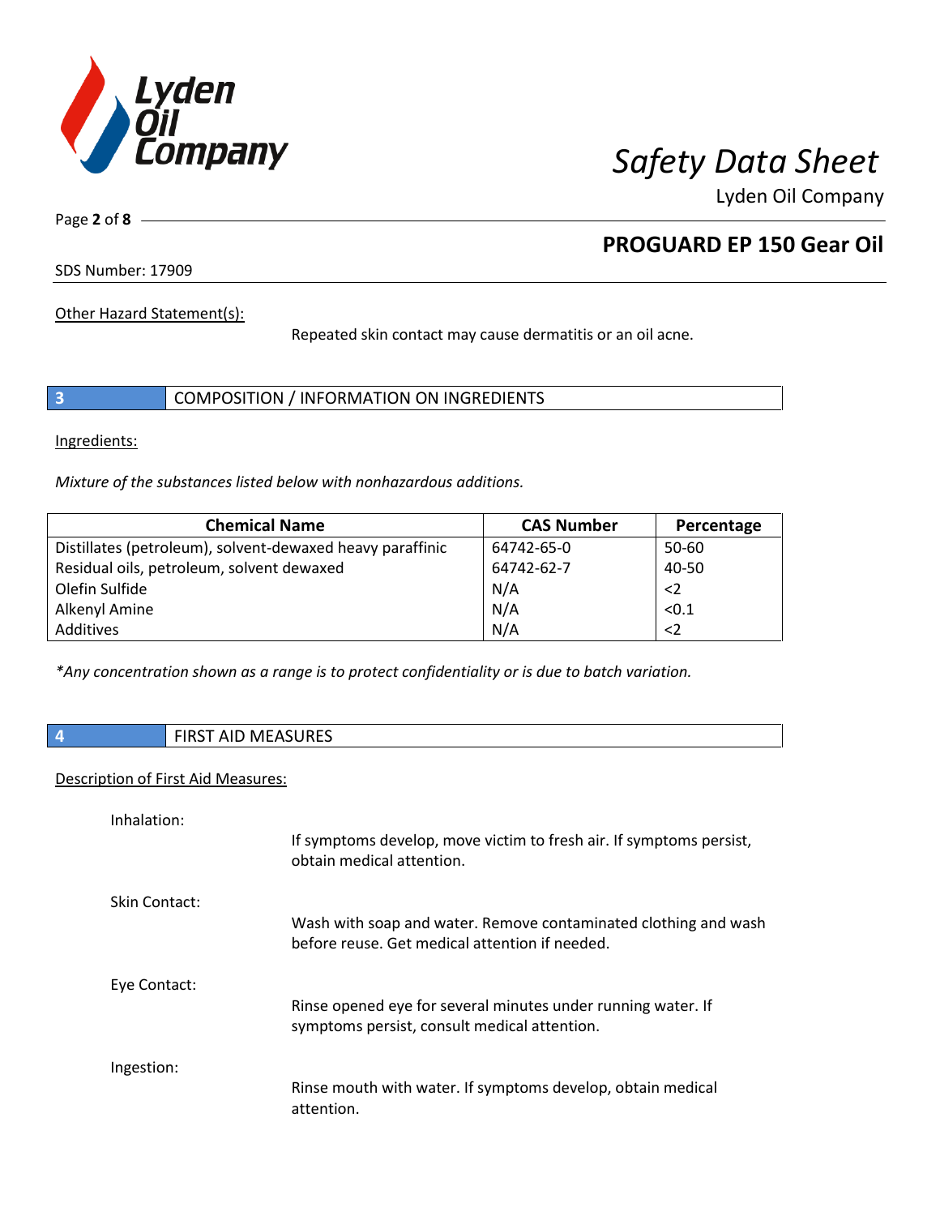Other Hazard Statement(s):

Repeated skin contact may cause dermatitis or an oil acne.

## 3 COMPOSITION / INFORMATION ON INGREDIENTS

Ingredients:

*Mixture of the substances listed below with nonhazardous additions.*

| Chemical Name | CAS Number | Percentage |
|---|---|---|
| Distillates (petroleum), solvent-dewaxed heavy paraffinic | 64742-65-0 | 50-60 |
| Residual oils, petroleum, solvent dewaxed | 64742-62-7 | 40-50 |
| Olefin Sulfide | N/A | <2 |
| Alkenyl Amine | N/A | <0.1 |
| Additives | N/A | <2 |

*\*Any concentration shown as a range is to protect confidentiality or is due to batch variation.*

## 4 FIRST AID MEASURES

Description of First Aid Measures:

Inhalation:

If symptoms develop, move victim to fresh air. If symptoms persist, obtain medical attention.

Skin Contact:

Wash with soap and water. Remove contaminated clothing and wash before reuse. Get medical attention if needed.

Eye Contact:

Rinse opened eye for several minutes under running water. If symptoms persist, consult medical attention.

Ingestion:

Rinse mouth with water. If symptoms develop, obtain medical attention.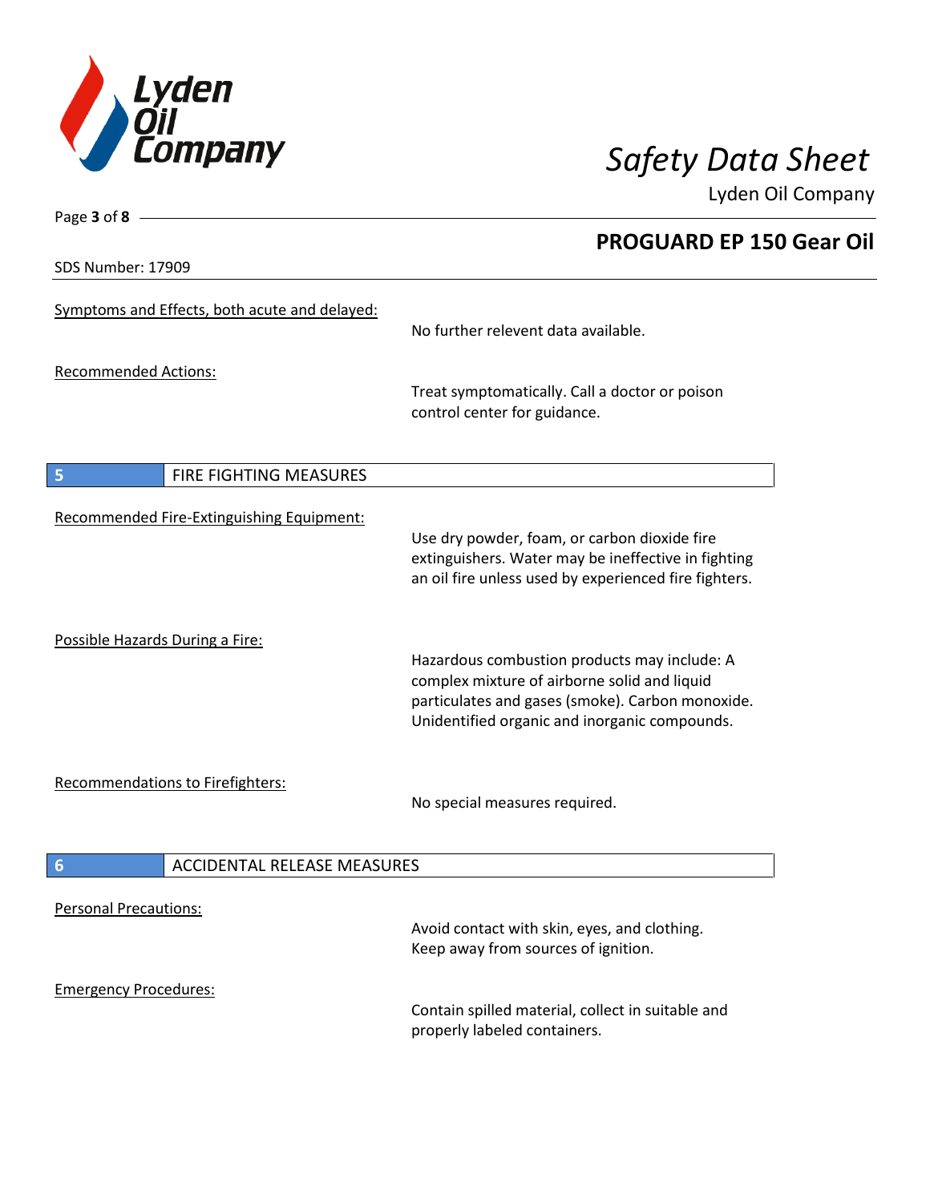Symptoms and Effects, both acute and delayed:

No further relevent data available.

Recommended Actions:

Treat symptomatically. Call a doctor or poison control center for guidance.

## 5 FIRE FIGHTING MEASURES

Recommended Fire-Extinguishing Equipment:

Use dry powder, foam, or carbon dioxide fire extinguishers. Water may be ineffective in fighting an oil fire unless used by experienced fire fighters.

Possible Hazards During a Fire:

Hazardous combustion products may include: A complex mixture of airborne solid and liquid particulates and gases (smoke). Carbon monoxide. Unidentified organic and inorganic compounds.

Recommendations to Firefighters:

No special measures required.

## 6 ACCIDENTAL RELEASE MEASURES

Personal Precautions:

Avoid contact with skin, eyes, and clothing. Keep away from sources of ignition.

Emergency Procedures:

Contain spilled material, collect in suitable and properly labeled containers.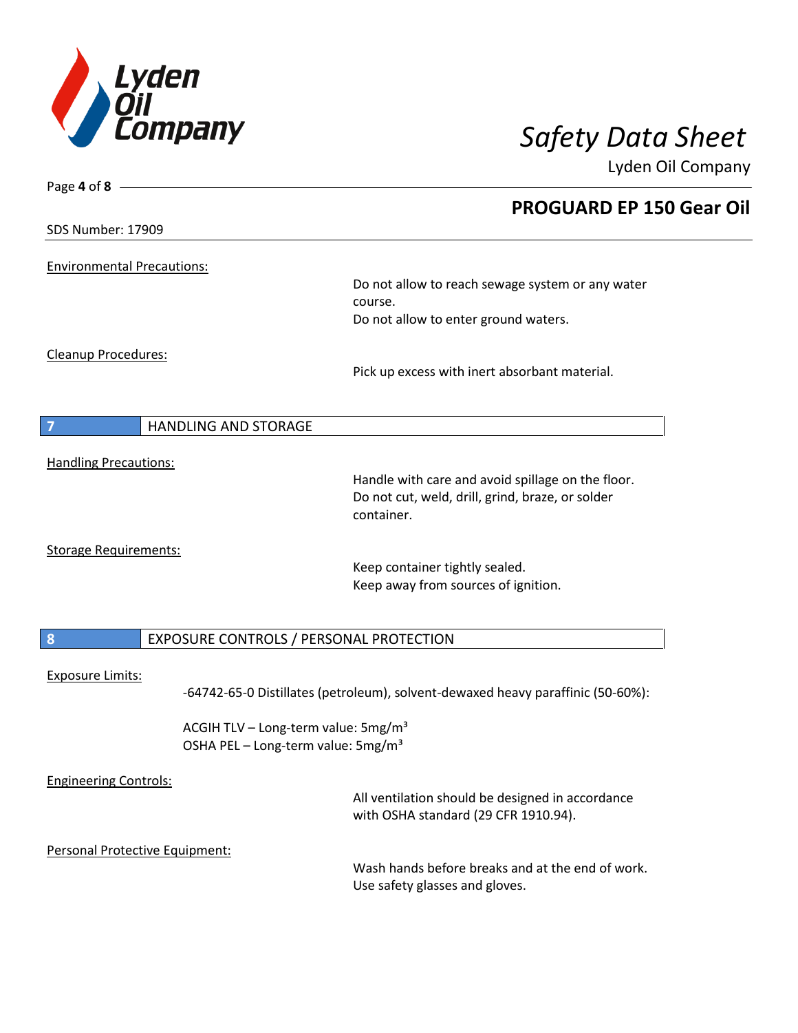Environmental Precautions:

Do not allow to reach sewage system or any water course.
Do not allow to enter ground waters.

Cleanup Procedures:

Pick up excess with inert absorbant material.

## 7 HANDLING AND STORAGE

Handling Precautions:

Handle with care and avoid spillage on the floor.
Do not cut, weld, drill, grind, braze, or solder container.

Storage Requirements:

Keep container tightly sealed.
Keep away from sources of ignition.

## 8 EXPOSURE CONTROLS / PERSONAL PROTECTION

Exposure Limits:

-64742-65-0 Distillates (petroleum), solvent-dewaxed heavy paraffinic (50-60%):

ACGIH TLV – Long-term value: 5mg/m$^3$
OSHA PEL – Long-term value: 5mg/m$^3$

Engineering Controls:

All ventilation should be designed in accordance with OSHA standard (29 CFR 1910.94).

Personal Protective Equipment:

Wash hands before breaks and at the end of work.
Use safety glasses and gloves.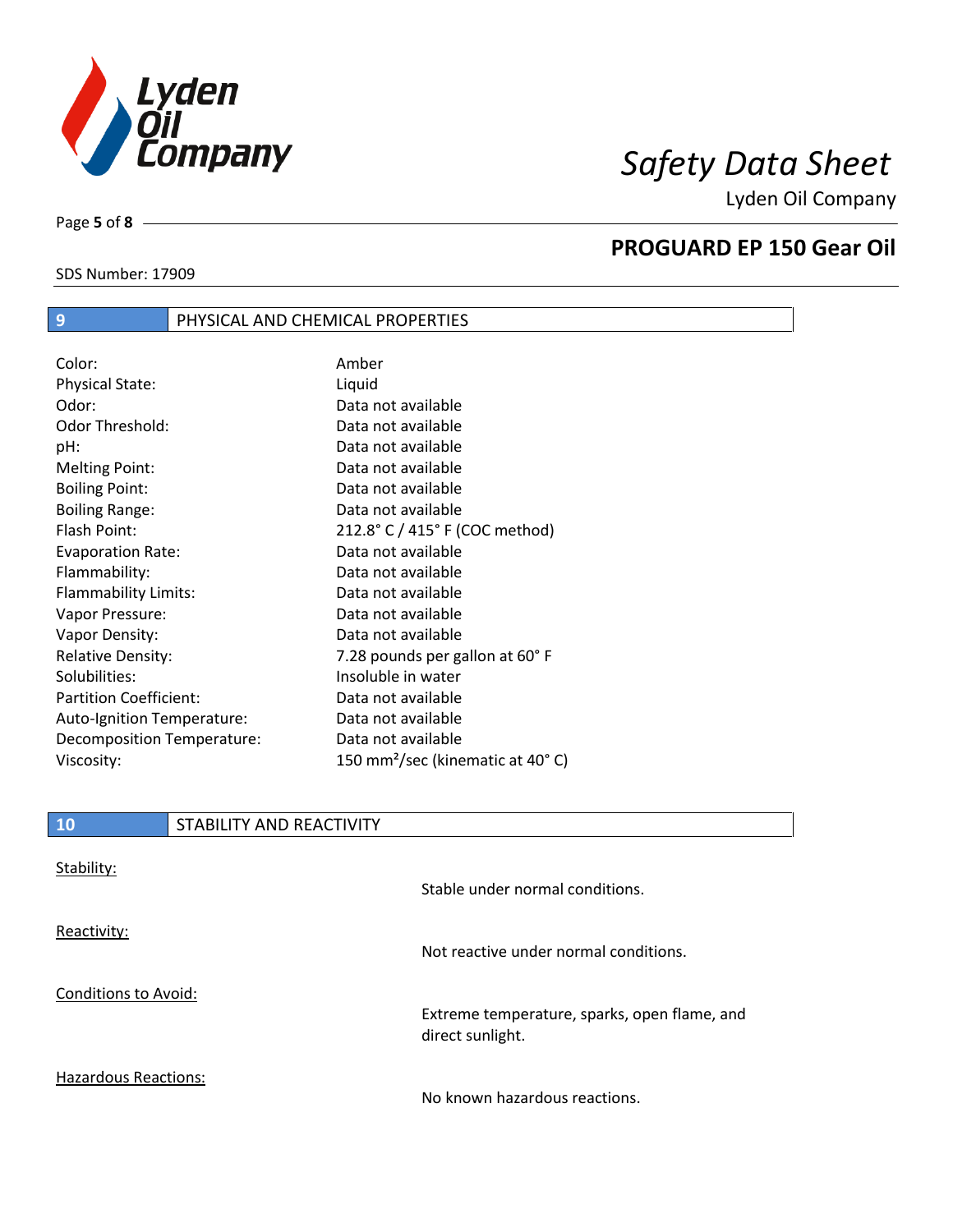## 9 PHYSICAL AND CHEMICAL PROPERTIES

| | |
|---|---|
| Color: | Amber |
| Physical State: | Liquid |
| Odor: | Data not available |
| Odor Threshold: | Data not available |
| pH: | Data not available |
| Melting Point: | Data not available |
| Boiling Point: | Data not available |
| Boiling Range: | Data not available |
| Flash Point: | 212.8° C / 415° F (COC method) |
| Evaporation Rate: | Data not available |
| Flammability: | Data not available |
| Flammability Limits: | Data not available |
| Vapor Pressure: | Data not available |
| Vapor Density: | Data not available |
| Relative Density: | 7.28 pounds per gallon at 60° F |
| Solubilities: | Insoluble in water |
| Partition Coefficient: | Data not available |
| Auto-Ignition Temperature: | Data not available |
| Decomposition Temperature: | Data not available |
| Viscosity: | 150 $mm^2$/sec (kinematic at 40° C) |

## 10 STABILITY AND REACTIVITY

Stability:

Stable under normal conditions.

Reactivity:

Not reactive under normal conditions.

Conditions to Avoid:

Extreme temperature, sparks, open flame, and direct sunlight.

Hazardous Reactions:

No known hazardous reactions.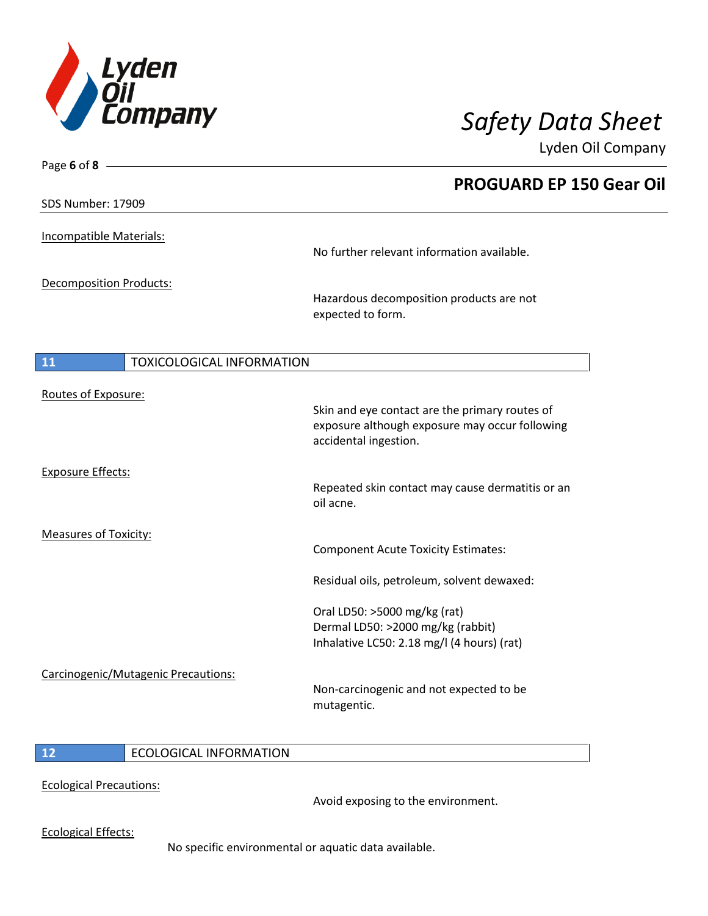Incompatible Materials:

No further relevant information available.

Decomposition Products:

Hazardous decomposition products are not expected to form.

## 11 TOXICOLOGICAL INFORMATION

Routes of Exposure:

Skin and eye contact are the primary routes of exposure although exposure may occur following accidental ingestion.

Exposure Effects:

Repeated skin contact may cause dermatitis or an oil acne.

Measures of Toxicity:

Component Acute Toxicity Estimates:

Residual oils, petroleum, solvent dewaxed:

Oral LD50: >5000 mg/kg (rat)
Dermal LD50: >2000 mg/kg (rabbit)
Inhalative LC50: 2.18 mg/l (4 hours) (rat)

Carcinogenic/Mutagenic Precautions:

Non-carcinogenic and not expected to be mutagentic.

## 12 ECOLOGICAL INFORMATION

Ecological Precautions:

Avoid exposing to the environment.

Ecological Effects:

No specific environmental or aquatic data available.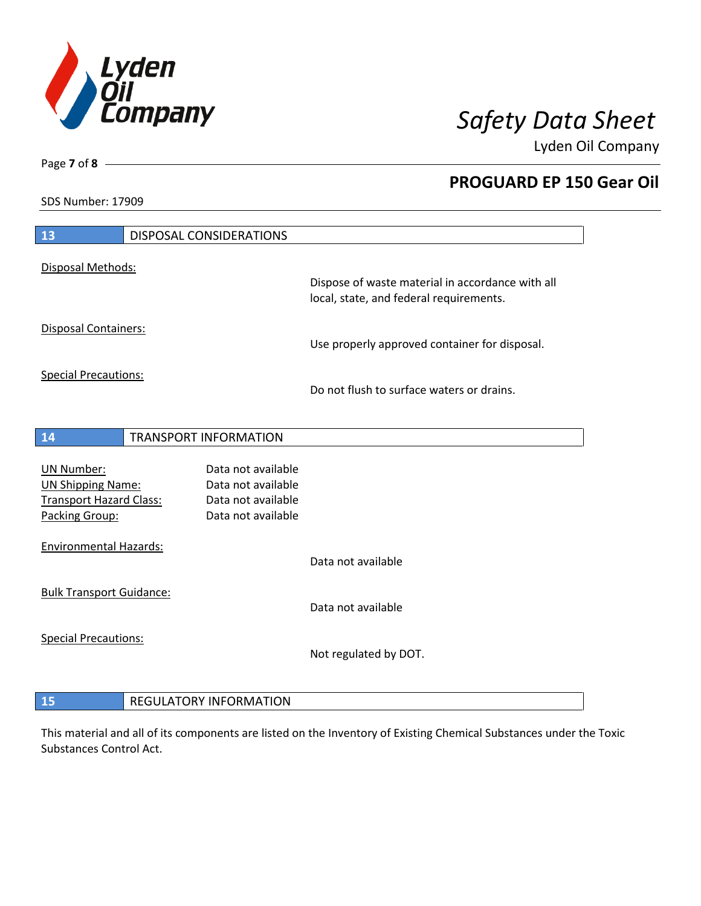## 13 DISPOSAL CONSIDERATIONS

Disposal Methods:

Dispose of waste material in accordance with all local, state, and federal requirements.

Disposal Containers:

Use properly approved container for disposal.

Special Precautions:

Do not flush to surface waters or drains.

## 14 TRANSPORT INFORMATION

| | |
|---|---|
| UN Number: | Data not available |
| UN Shipping Name: | Data not available |
| Transport Hazard Class: | Data not available |
| Packing Group: | Data not available |

Environmental Hazards:

Data not available

Bulk Transport Guidance:

Data not available

Special Precautions:

Not regulated by DOT.

## 15 REGULATORY INFORMATION

This material and all of its components are listed on the Inventory of Existing Chemical Substances under the Toxic Substances Control Act.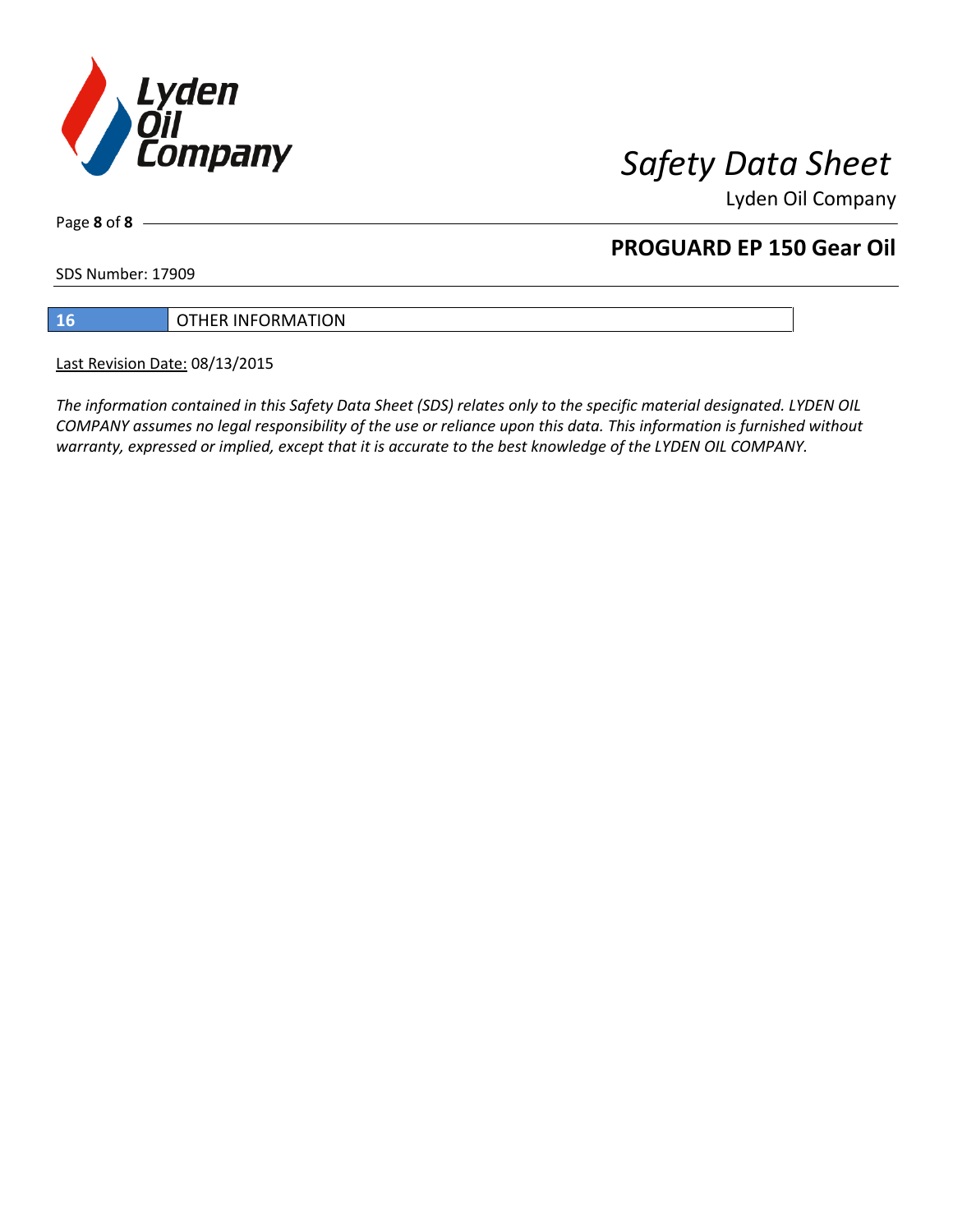## 16 OTHER INFORMATION

Last Revision Date: 08/13/2015

*The information contained in this Safety Data Sheet (SDS) relates only to the specific material designated. LYDEN OIL COMPANY assumes no legal responsibility of the use or reliance upon this data. This information is furnished without warranty, expressed or implied, except that it is accurate to the best knowledge of the LYDEN OIL COMPANY.*